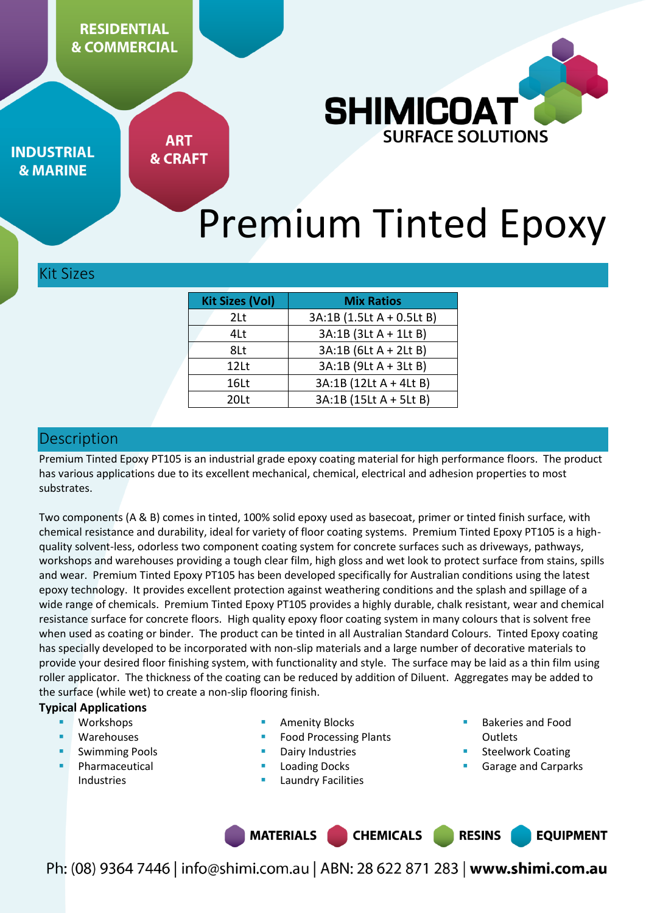RESIDENTIAL & COMMERCIAL

INDUSTRIAL & MARINE

ART & CRAFT

SHIMICOAT SURFACE SOLUTIONS

# Premium Tinted Epoxy

## Kit Sizes

| Kit Sizes (Vol) | Mix Ratios |
|---|---|
| 2Lt | 3A:1B (1.5Lt A + 0.5Lt B) |
| 4Lt | 3A:1B (3Lt A + 1Lt B) |
| 8Lt | 3A:1B (6Lt A + 2Lt B) |
| 12Lt | 3A:1B (9Lt A + 3Lt B) |
| 16Lt | 3A:1B (12Lt A + 4Lt B) |
| 20Lt | 3A:1B (15Lt A + 5Lt B) |

## Description

Premium Tinted Epoxy PT105 is an industrial grade epoxy coating material for high performance floors. The product has various applications due to its excellent mechanical, chemical, electrical and adhesion properties to most substrates.

Two components (A & B) comes in tinted, 100% solid epoxy used as basecoat, primer or tinted finish surface, with chemical resistance and durability, ideal for variety of floor coating systems. Premium Tinted Epoxy PT105 is a high-quality solvent-less, odorless two component coating system for concrete surfaces such as driveways, pathways, workshops and warehouses providing a tough clear film, high gloss and wet look to protect surface from stains, spills and wear. Premium Tinted Epoxy PT105 has been developed specifically for Australian conditions using the latest epoxy technology. It provides excellent protection against weathering conditions and the splash and spillage of a wide range of chemicals. Premium Tinted Epoxy PT105 provides a highly durable, chalk resistant, wear and chemical resistance surface for concrete floors. High quality epoxy floor coating system in many colours that is solvent free when used as coating or binder. The product can be tinted in all Australian Standard Colours. Tinted Epoxy coating has specially developed to be incorporated with non-slip materials and a large number of decorative materials to provide your desired floor finishing system, with functionality and style. The surface may be laid as a thin film using roller applicator. The thickness of the coating can be reduced by addition of Diluent. Aggregates may be added to the surface (while wet) to create a non-slip flooring finish.

**Typical Applications**

- Workshops
- Warehouses
- Swimming Pools
- Pharmaceutical Industries
- Amenity Blocks
- Food Processing Plants
- Dairy Industries
- Loading Docks
- Laundry Facilities
- Bakeries and Food Outlets
- Steelwork Coating
- Garage and Carparks

MATERIALS CHEMICALS RESINS EQUIPMENT

Ph: (08) 9364 7446 | info@shimi.com.au | ABN: 28 622 871 283 | **www.shimi.com.au**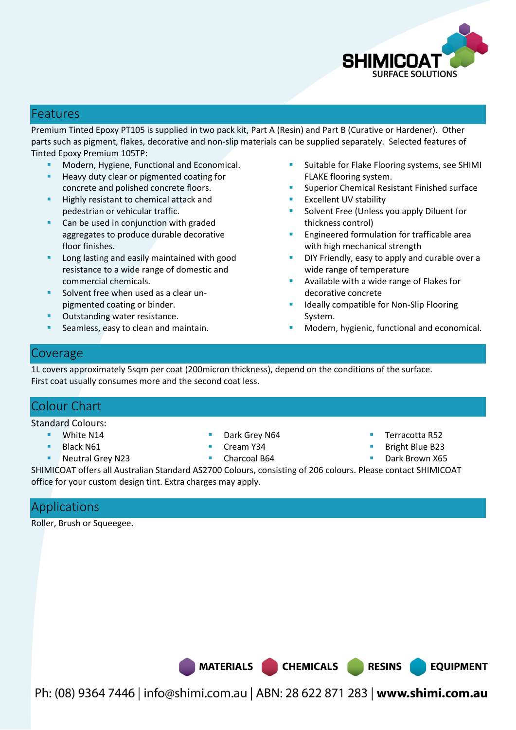## Features

Premium Tinted Epoxy PT105 is supplied in two pack kit, Part A (Resin) and Part B (Curative or Hardener). Other parts such as pigment, flakes, decorative and non-slip materials can be supplied separately. Selected features of Tinted Epoxy Premium 105TP:

- Modern, Hygiene, Functional and Economical.
- Heavy duty clear or pigmented coating for concrete and polished concrete floors.
- Highly resistant to chemical attack and pedestrian or vehicular traffic.
- Can be used in conjunction with graded aggregates to produce durable decorative floor finishes.
- Long lasting and easily maintained with good resistance to a wide range of domestic and commercial chemicals.
- Solvent free when used as a clear un-pigmented coating or binder.
- Outstanding water resistance.
- Seamless, easy to clean and maintain.
- Suitable for Flake Flooring systems, see SHIMI FLAKE flooring system.
- Superior Chemical Resistant Finished surface
- Excellent UV stability
- Solvent Free (Unless you apply Diluent for thickness control)
- Engineered formulation for trafficable area with high mechanical strength
- DIY Friendly, easy to apply and curable over a wide range of temperature
- Available with a wide range of Flakes for decorative concrete
- Ideally compatible for Non-Slip Flooring System.
- Modern, hygienic, functional and economical.

## Coverage

1L covers approximately 5sqm per coat (200micron thickness), depend on the conditions of the surface. First coat usually consumes more and the second coat less.

## Colour Chart

Standard Colours:

- White N14
- Black N61
- Neutral Grey N23
- Dark Grey N64
- Cream Y34
- Charcoal B64
- Terracotta R52
- Bright Blue B23
- Dark Brown X65

SHIMICOAT offers all Australian Standard AS2700 Colours, consisting of 206 colours. Please contact SHIMICOAT office for your custom design tint. Extra charges may apply.

## Applications

Roller, Brush or Squeegee.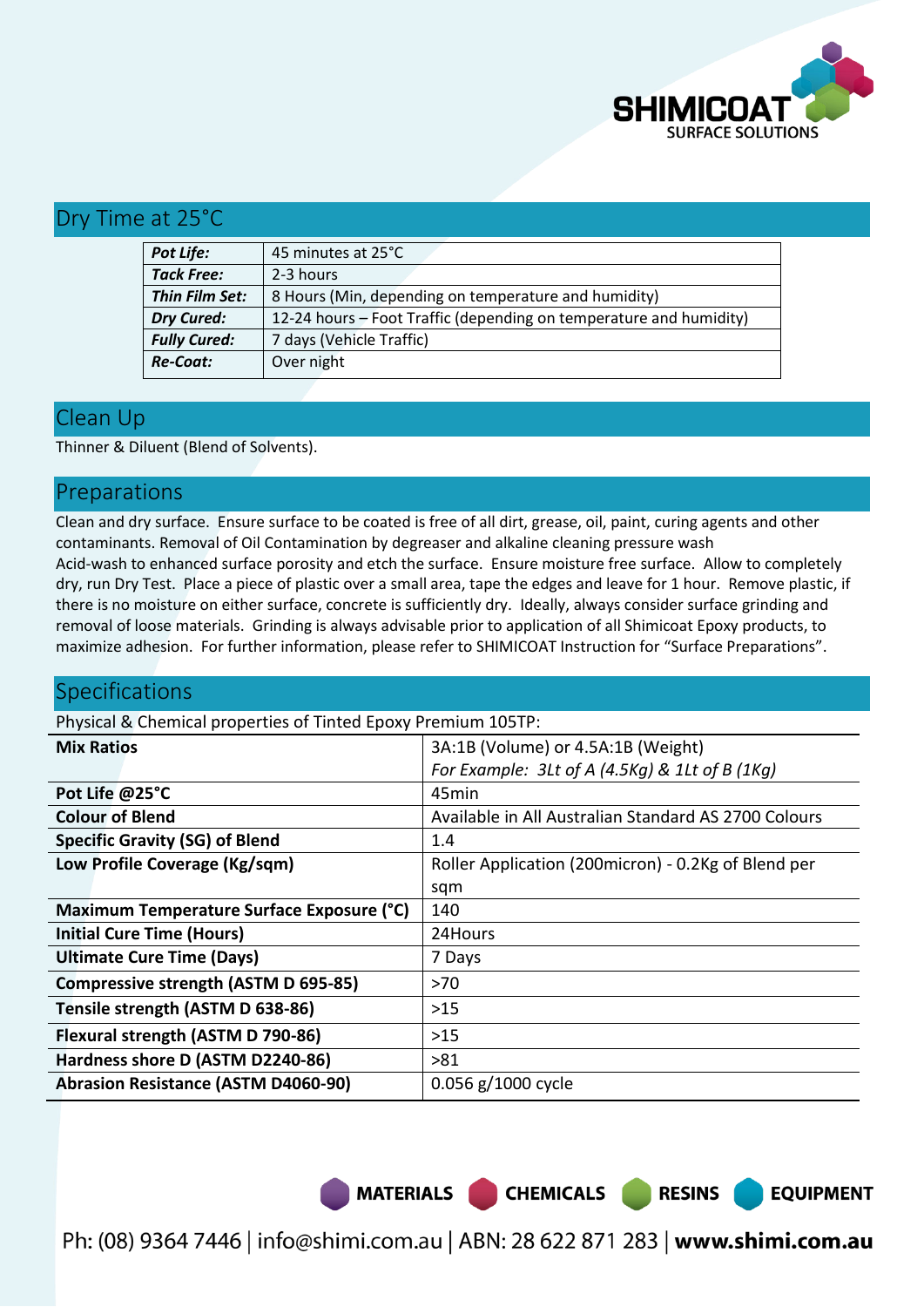## Dry Time at 25°C

| | |
|---|---|
| ***Pot Life:*** | 45 minutes at 25°C |
| ***Tack Free:*** | 2-3 hours |
| ***Thin Film Set:*** | 8 Hours (Min, depending on temperature and humidity) |
| ***Dry Cured:*** | 12-24 hours – Foot Traffic (depending on temperature and humidity) |
| ***Fully Cured:*** | 7 days (Vehicle Traffic) |
| ***Re-Coat:*** | Over night |

## Clean Up

Thinner & Diluent (Blend of Solvents).

## Preparations

Clean and dry surface. Ensure surface to be coated is free of all dirt, grease, oil, paint, curing agents and other contaminants. Removal of Oil Contamination by degreaser and alkaline cleaning pressure wash
Acid-wash to enhanced surface porosity and etch the surface. Ensure moisture free surface. Allow to completely dry, run Dry Test. Place a piece of plastic over a small area, tape the edges and leave for 1 hour. Remove plastic, if there is no moisture on either surface, concrete is sufficiently dry. Ideally, always consider surface grinding and removal of loose materials. Grinding is always advisable prior to application of all Shimicoat Epoxy products, to maximize adhesion. For further information, please refer to SHIMICOAT Instruction for "Surface Preparations".

## Specifications

Physical & Chemical properties of Tinted Epoxy Premium 105TP:

| | |
|---|---|
| **Mix Ratios** | 3A:1B (Volume) or 4.5A:1B (Weight)<br>*For Example: 3Lt of A (4.5Kg) & 1Lt of B (1Kg)* |
| **Pot Life @25°C** | 45min |
| **Colour of Blend** | Available in All Australian Standard AS 2700 Colours |
| **Specific Gravity (SG) of Blend** | 1.4 |
| **Low Profile Coverage (Kg/sqm)** | Roller Application (200micron) - 0.2Kg of Blend per sqm |
| **Maximum Temperature Surface Exposure (°C)** | 140 |
| **Initial Cure Time (Hours)** | 24Hours |
| **Ultimate Cure Time (Days)** | 7 Days |
| **Compressive strength (ASTM D 695-85)** | >70 |
| **Tensile strength (ASTM D 638-86)** | >15 |
| **Flexural strength (ASTM D 790-86)** | >15 |
| **Hardness shore D (ASTM D2240-86)** | >81 |
| **Abrasion Resistance (ASTM D4060-90)** | 0.056 g/1000 cycle |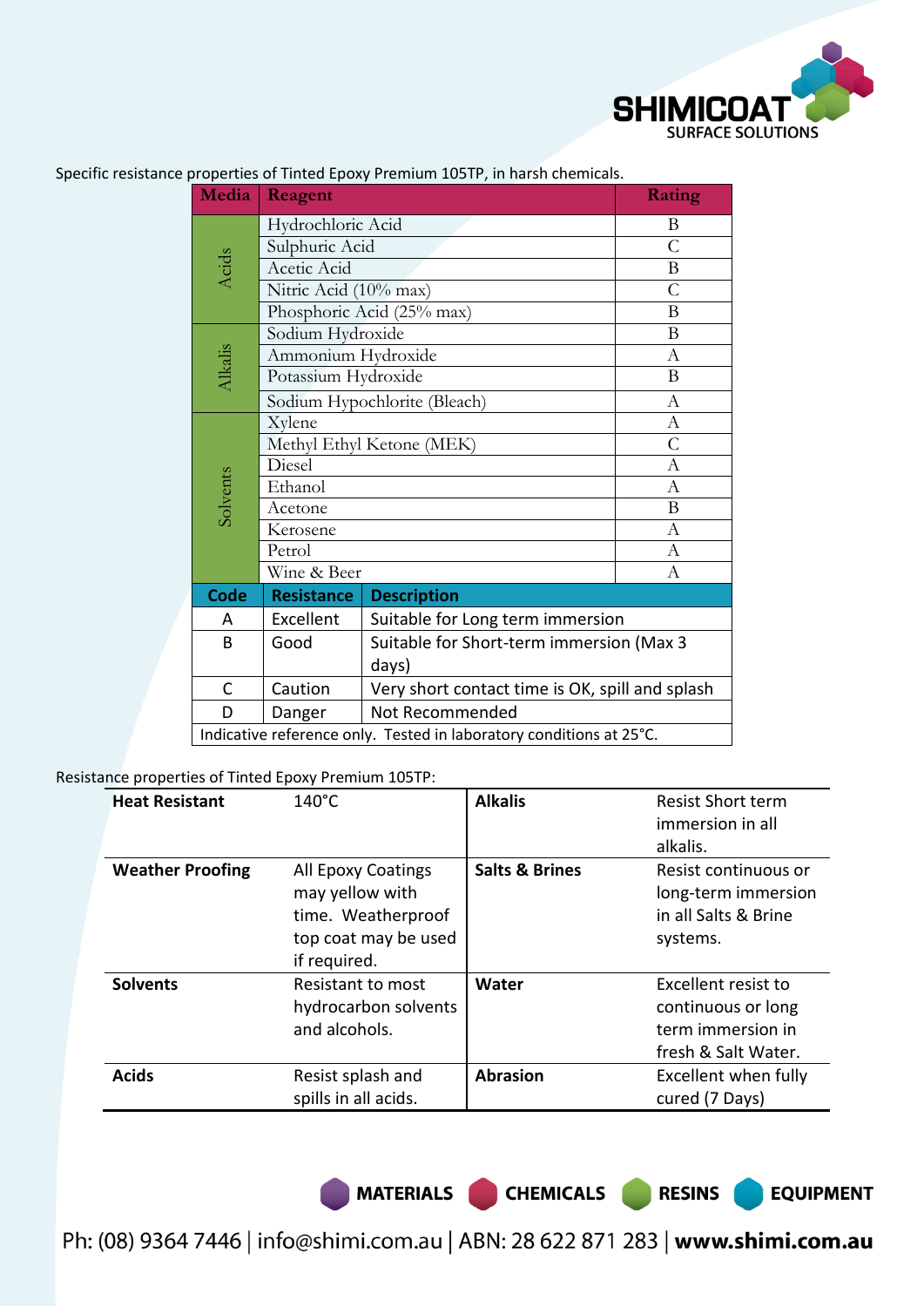Specific resistance properties of Tinted Epoxy Premium 105TP, in harsh chemicals.

| Media | Reagent | Rating |
|---|---|---|
| Acids | Hydrochloric Acid | B |
| | Sulphuric Acid | C |
| | Acetic Acid | B |
| | Nitric Acid (10% max) | C |
| | Phosphoric Acid (25% max) | B |
| Alkalis | Sodium Hydroxide | B |
| | Ammonium Hydroxide | A |
| | Potassium Hydroxide | B |
| | Sodium Hypochlorite (Bleach) | A |
| Solvents | Xylene | A |
| | Methyl Ethyl Ketone (MEK) | C |
| | Diesel | A |
| | Ethanol | A |
| | Acetone | B |
| | Kerosene | A |
| | Petrol | A |
| | Wine & Beer | A |

| Code | Resistance | Description |
|---|---|---|
| A | Excellent | Suitable for Long term immersion |
| B | Good | Suitable for Short-term immersion (Max 3 days) |
| C | Caution | Very short contact time is OK, spill and splash |
| D | Danger | Not Recommended |

Indicative reference only. Tested in laboratory conditions at 25°C.

Resistance properties of Tinted Epoxy Premium 105TP:

| | | | |
|---|---|---|---|
| **Heat Resistant** | 140°C | **Alkalis** | Resist Short term immersion in all alkalis. |
| **Weather Proofing** | All Epoxy Coatings may yellow with time. Weatherproof top coat may be used if required. | **Salts & Brines** | Resist continuous or long-term immersion in all Salts & Brine systems. |
| **Solvents** | Resistant to most hydrocarbon solvents and alcohols. | **Water** | Excellent resist to continuous or long term immersion in fresh & Salt Water. |
| **Acids** | Resist splash and spills in all acids. | **Abrasion** | Excellent when fully cured (7 Days) |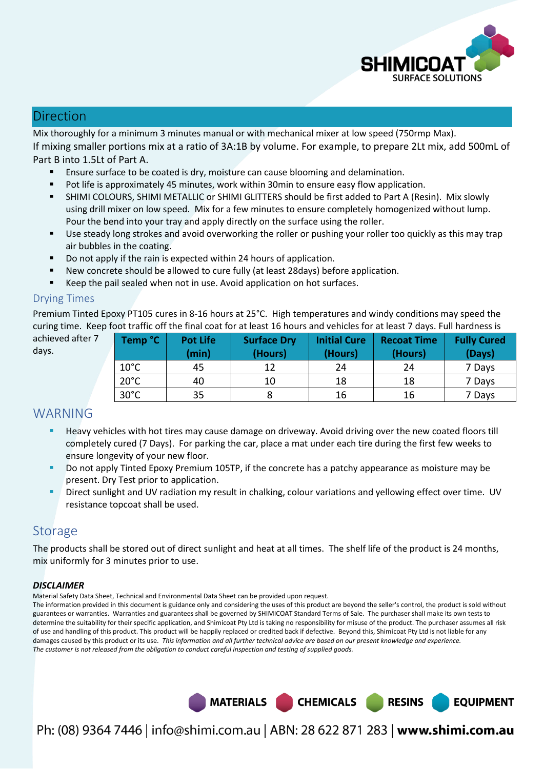## Direction

Mix thoroughly for a minimum 3 minutes manual or with mechanical mixer at low speed (750rmp Max).
If mixing smaller portions mix at a ratio of 3A:1B by volume. For example, to prepare 2Lt mix, add 500mL of Part B into 1.5Lt of Part A.

- Ensure surface to be coated is dry, moisture can cause blooming and delamination.
- Pot life is approximately 45 minutes, work within 30min to ensure easy flow application.
- SHIMI COLOURS, SHIMI METALLIC or SHIMI GLITTERS should be first added to Part A (Resin). Mix slowly using drill mixer on low speed. Mix for a few minutes to ensure completely homogenized without lump. Pour the bend into your tray and apply directly on the surface using the roller.
- Use steady long strokes and avoid overworking the roller or pushing your roller too quickly as this may trap air bubbles in the coating.
- Do not apply if the rain is expected within 24 hours of application.
- New concrete should be allowed to cure fully (at least 28days) before application.
- Keep the pail sealed when not in use. Avoid application on hot surfaces.

### Drying Times

Premium Tinted Epoxy PT105 cures in 8-16 hours at 25°C. High temperatures and windy conditions may speed the curing time. Keep foot traffic off the final coat for at least 16 hours and vehicles for at least 7 days. Full hardness is achieved after 7 days.

| Temp °C | Pot Life (min) | Surface Dry (Hours) | Initial Cure (Hours) | Recoat Time (Hours) | Fully Cured (Days) |
|---|---|---|---|---|---|
| 10°C | 45 | 12 | 24 | 24 | 7 Days |
| 20°C | 40 | 10 | 18 | 18 | 7 Days |
| 30°C | 35 | 8 | 16 | 16 | 7 Days |

## WARNING

- Heavy vehicles with hot tires may cause damage on driveway. Avoid driving over the new coated floors till completely cured (7 Days). For parking the car, place a mat under each tire during the first few weeks to ensure longevity of your new floor.
- Do not apply Tinted Epoxy Premium 105TP, if the concrete has a patchy appearance as moisture may be present. Dry Test prior to application.
- Direct sunlight and UV radiation my result in chalking, colour variations and yellowing effect over time. UV resistance topcoat shall be used.

## Storage

The products shall be stored out of direct sunlight and heat at all times. The shelf life of the product is 24 months, mix uniformly for 3 minutes prior to use.

***DISCLAIMER***

Material Safety Data Sheet, Technical and Environmental Data Sheet can be provided upon request.
The information provided in this document is guidance only and considering the uses of this product are beyond the seller's control, the product is sold without guarantees or warranties. Warranties and guarantees shall be governed by SHIMICOAT Standard Terms of Sale. The purchaser shall make its own tests to determine the suitability for their specific application, and Shimicoat Pty Ltd is taking no responsibility for misuse of the product. The purchaser assumes all risk of use and handling of this product. This product will be happily replaced or credited back if defective. Beyond this, Shimicoat Pty Ltd is not liable for any damages caused by this product or its use. *This information and all further technical advice are based on our present knowledge and experience. The customer is not released from the obligation to conduct careful inspection and testing of supplied goods.*

MATERIALS CHEMICALS RESINS EQUIPMENT

Ph: (08) 9364 7446 | info@shimi.com.au | ABN: 28 622 871 283 | **www.shimi.com.au**